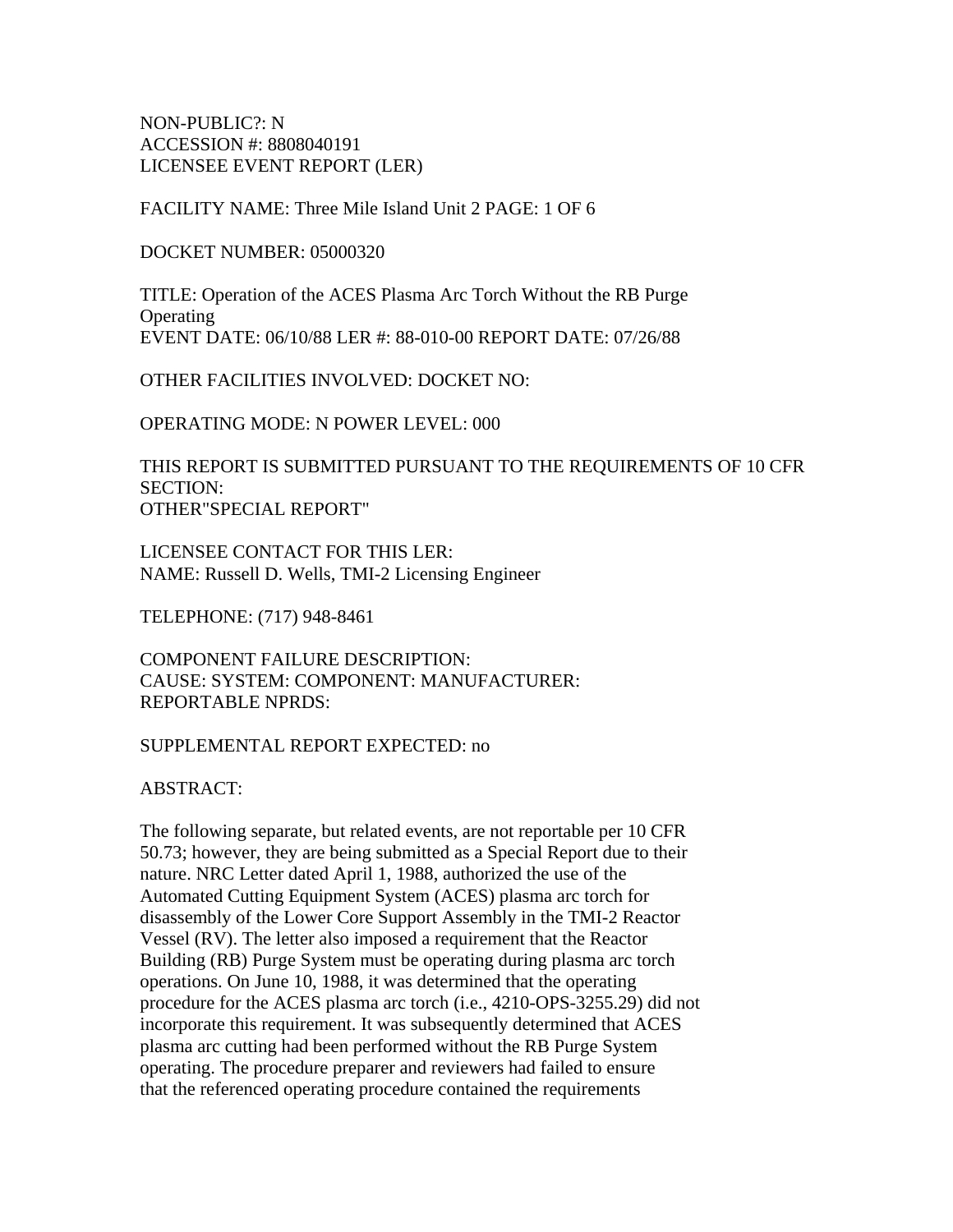NON-PUBLIC?: N
ACCESSION #: 8808040191
LICENSEE EVENT REPORT (LER)

FACILITY NAME: Three Mile Island Unit 2 PAGE: 1 OF 6

DOCKET NUMBER: 05000320

TITLE: Operation of the ACES Plasma Arc Torch Without the RB Purge Operating
EVENT DATE: 06/10/88 LER #: 88-010-00 REPORT DATE: 07/26/88

OTHER FACILITIES INVOLVED: DOCKET NO:

OPERATING MODE: N POWER LEVEL: 000

THIS REPORT IS SUBMITTED PURSUANT TO THE REQUIREMENTS OF 10 CFR SECTION:
OTHER"SPECIAL REPORT"

LICENSEE CONTACT FOR THIS LER:
NAME: Russell D. Wells, TMI-2 Licensing Engineer

TELEPHONE: (717) 948-8461

COMPONENT FAILURE DESCRIPTION:
CAUSE: SYSTEM: COMPONENT: MANUFACTURER:
REPORTABLE NPRDS:

SUPPLEMENTAL REPORT EXPECTED: no

ABSTRACT:

The following separate, but related events, are not reportable per 10 CFR 50.73; however, they are being submitted as a Special Report due to their nature. NRC Letter dated April 1, 1988, authorized the use of the Automated Cutting Equipment System (ACES) plasma arc torch for disassembly of the Lower Core Support Assembly in the TMI-2 Reactor Vessel (RV). The letter also imposed a requirement that the Reactor Building (RB) Purge System must be operating during plasma arc torch operations. On June 10, 1988, it was determined that the operating procedure for the ACES plasma arc torch (i.e., 4210-OPS-3255.29) did not incorporate this requirement. It was subsequently determined that ACES plasma arc cutting had been performed without the RB Purge System operating. The procedure preparer and reviewers had failed to ensure that the referenced operating procedure contained the requirements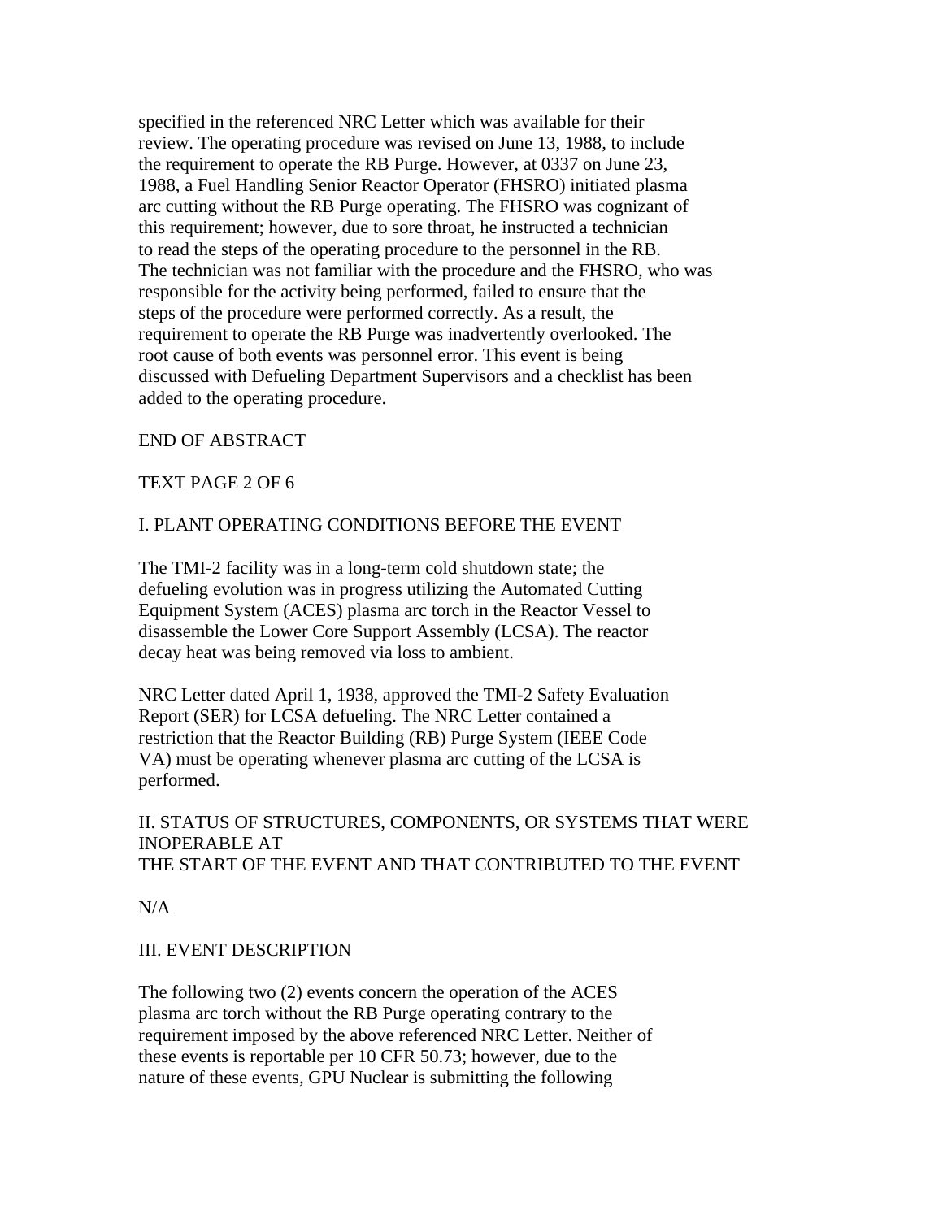specified in the referenced NRC Letter which was available for their review. The operating procedure was revised on June 13, 1988, to include the requirement to operate the RB Purge. However, at 0337 on June 23, 1988, a Fuel Handling Senior Reactor Operator (FHSRO) initiated plasma arc cutting without the RB Purge operating. The FHSRO was cognizant of this requirement; however, due to sore throat, he instructed a technician to read the steps of the operating procedure to the personnel in the RB. The technician was not familiar with the procedure and the FHSRO, who was responsible for the activity being performed, failed to ensure that the steps of the procedure were performed correctly. As a result, the requirement to operate the RB Purge was inadvertently overlooked. The root cause of both events was personnel error. This event is being discussed with Defueling Department Supervisors and a checklist has been added to the operating procedure.

END OF ABSTRACT

TEXT PAGE 2 OF 6

## I. PLANT OPERATING CONDITIONS BEFORE THE EVENT

The TMI-2 facility was in a long-term cold shutdown state; the defueling evolution was in progress utilizing the Automated Cutting Equipment System (ACES) plasma arc torch in the Reactor Vessel to disassemble the Lower Core Support Assembly (LCSA). The reactor decay heat was being removed via loss to ambient.

NRC Letter dated April 1, 1938, approved the TMI-2 Safety Evaluation Report (SER) for LCSA defueling. The NRC Letter contained a restriction that the Reactor Building (RB) Purge System (IEEE Code VA) must be operating whenever plasma arc cutting of the LCSA is performed.

## II. STATUS OF STRUCTURES, COMPONENTS, OR SYSTEMS THAT WERE INOPERABLE AT THE START OF THE EVENT AND THAT CONTRIBUTED TO THE EVENT

N/A

## III. EVENT DESCRIPTION

The following two (2) events concern the operation of the ACES plasma arc torch without the RB Purge operating contrary to the requirement imposed by the above referenced NRC Letter. Neither of these events is reportable per 10 CFR 50.73; however, due to the nature of these events, GPU Nuclear is submitting the following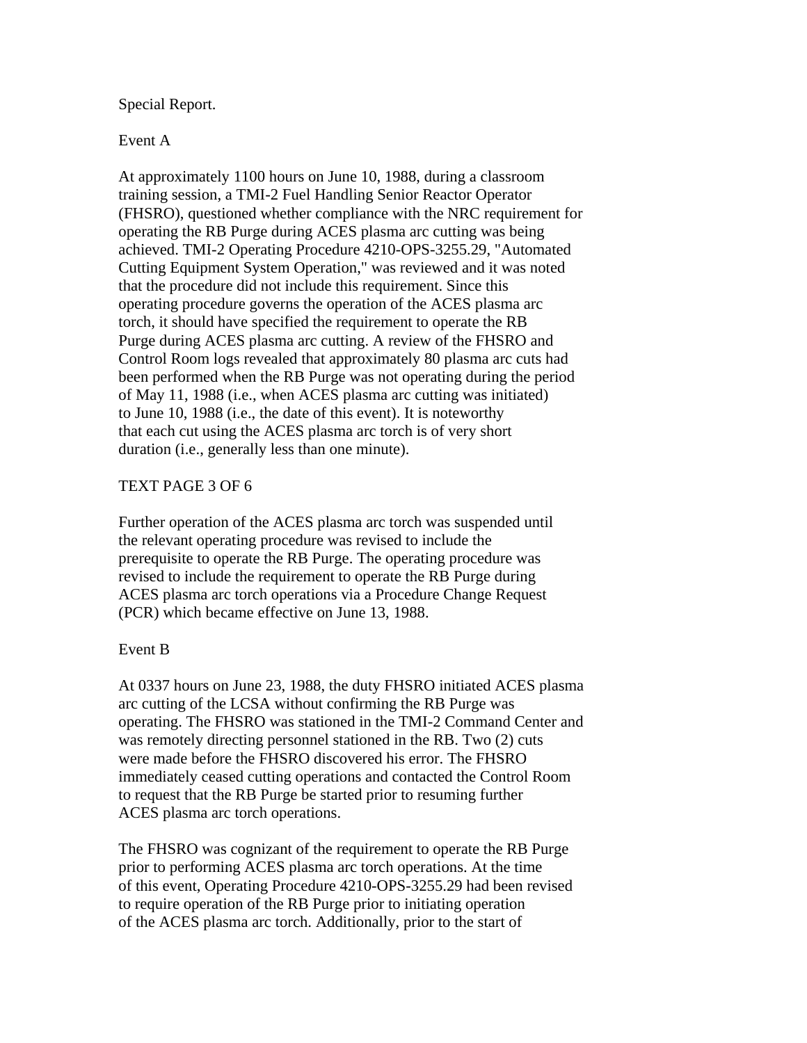Special Report.

Event A

At approximately 1100 hours on June 10, 1988, during a classroom training session, a TMI-2 Fuel Handling Senior Reactor Operator (FHSRO), questioned whether compliance with the NRC requirement for operating the RB Purge during ACES plasma arc cutting was being achieved. TMI-2 Operating Procedure 4210-OPS-3255.29, "Automated Cutting Equipment System Operation," was reviewed and it was noted that the procedure did not include this requirement. Since this operating procedure governs the operation of the ACES plasma arc torch, it should have specified the requirement to operate the RB Purge during ACES plasma arc cutting. A review of the FHSRO and Control Room logs revealed that approximately 80 plasma arc cuts had been performed when the RB Purge was not operating during the period of May 11, 1988 (i.e., when ACES plasma arc cutting was initiated) to June 10, 1988 (i.e., the date of this event). It is noteworthy that each cut using the ACES plasma arc torch is of very short duration (i.e., generally less than one minute).

TEXT PAGE 3 OF 6

Further operation of the ACES plasma arc torch was suspended until the relevant operating procedure was revised to include the prerequisite to operate the RB Purge. The operating procedure was revised to include the requirement to operate the RB Purge during ACES plasma arc torch operations via a Procedure Change Request (PCR) which became effective on June 13, 1988.

Event B

At 0337 hours on June 23, 1988, the duty FHSRO initiated ACES plasma arc cutting of the LCSA without confirming the RB Purge was operating. The FHSRO was stationed in the TMI-2 Command Center and was remotely directing personnel stationed in the RB. Two (2) cuts were made before the FHSRO discovered his error. The FHSRO immediately ceased cutting operations and contacted the Control Room to request that the RB Purge be started prior to resuming further ACES plasma arc torch operations.

The FHSRO was cognizant of the requirement to operate the RB Purge prior to performing ACES plasma arc torch operations. At the time of this event, Operating Procedure 4210-OPS-3255.29 had been revised to require operation of the RB Purge prior to initiating operation of the ACES plasma arc torch. Additionally, prior to the start of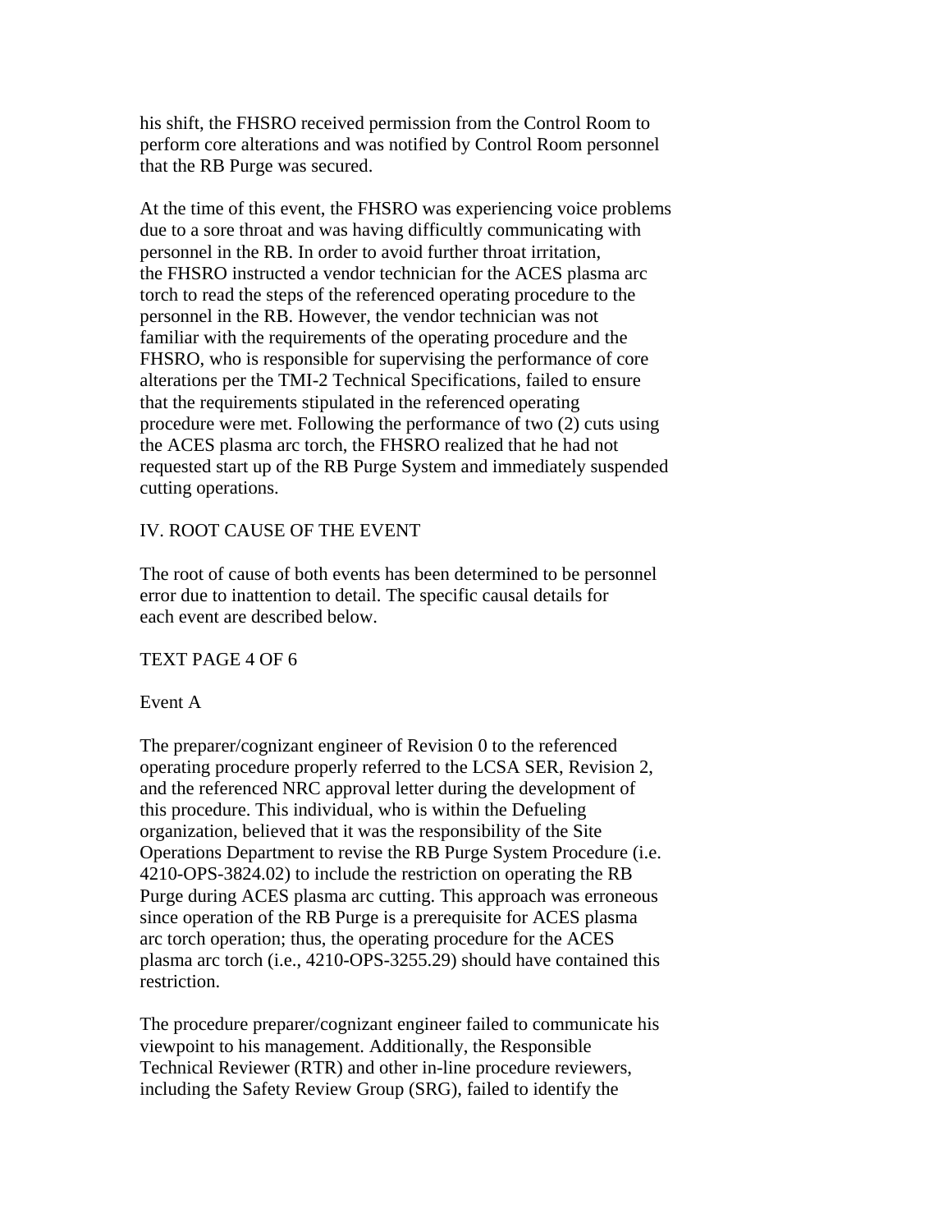his shift, the FHSRO received permission from the Control Room to perform core alterations and was notified by Control Room personnel that the RB Purge was secured.

At the time of this event, the FHSRO was experiencing voice problems due to a sore throat and was having difficultly communicating with personnel in the RB. In order to avoid further throat irritation, the FHSRO instructed a vendor technician for the ACES plasma arc torch to read the steps of the referenced operating procedure to the personnel in the RB. However, the vendor technician was not familiar with the requirements of the operating procedure and the FHSRO, who is responsible for supervising the performance of core alterations per the TMI-2 Technical Specifications, failed to ensure that the requirements stipulated in the referenced operating procedure were met. Following the performance of two (2) cuts using the ACES plasma arc torch, the FHSRO realized that he had not requested start up of the RB Purge System and immediately suspended cutting operations.

## IV. ROOT CAUSE OF THE EVENT

The root of cause of both events has been determined to be personnel error due to inattention to detail. The specific causal details for each event are described below.

TEXT PAGE 4 OF 6

### Event A

The preparer/cognizant engineer of Revision 0 to the referenced operating procedure properly referred to the LCSA SER, Revision 2, and the referenced NRC approval letter during the development of this procedure. This individual, who is within the Defueling organization, believed that it was the responsibility of the Site Operations Department to revise the RB Purge System Procedure (i.e. 4210-OPS-3824.02) to include the restriction on operating the RB Purge during ACES plasma arc cutting. This approach was erroneous since operation of the RB Purge is a prerequisite for ACES plasma arc torch operation; thus, the operating procedure for the ACES plasma arc torch (i.e., 4210-OPS-3255.29) should have contained this restriction.

The procedure preparer/cognizant engineer failed to communicate his viewpoint to his management. Additionally, the Responsible Technical Reviewer (RTR) and other in-line procedure reviewers, including the Safety Review Group (SRG), failed to identify the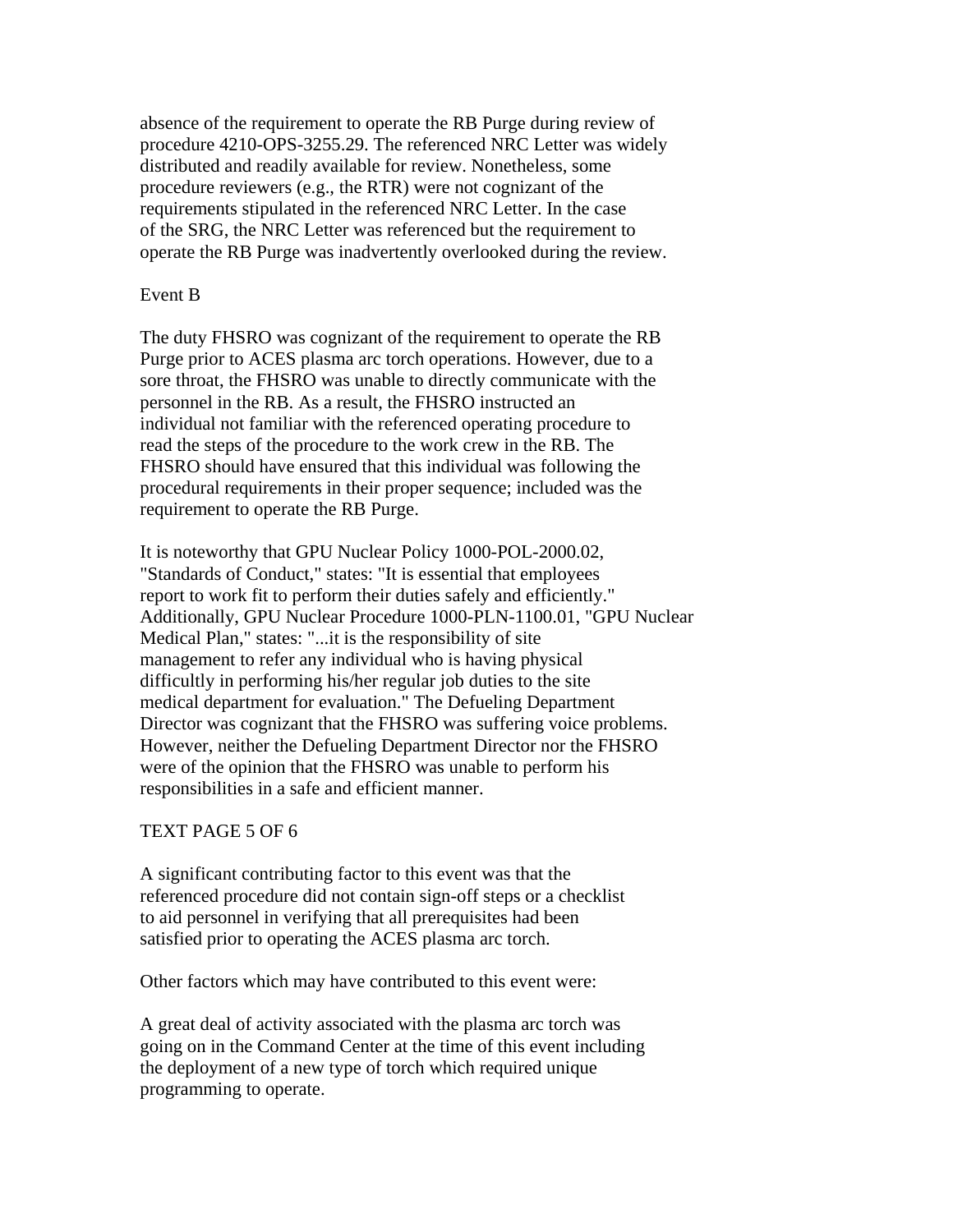absence of the requirement to operate the RB Purge during review of procedure 4210-OPS-3255.29. The referenced NRC Letter was widely distributed and readily available for review. Nonetheless, some procedure reviewers (e.g., the RTR) were not cognizant of the requirements stipulated in the referenced NRC Letter. In the case of the SRG, the NRC Letter was referenced but the requirement to operate the RB Purge was inadvertently overlooked during the review.

Event B

The duty FHSRO was cognizant of the requirement to operate the RB Purge prior to ACES plasma arc torch operations. However, due to a sore throat, the FHSRO was unable to directly communicate with the personnel in the RB. As a result, the FHSRO instructed an individual not familiar with the referenced operating procedure to read the steps of the procedure to the work crew in the RB. The FHSRO should have ensured that this individual was following the procedural requirements in their proper sequence; included was the requirement to operate the RB Purge.

It is noteworthy that GPU Nuclear Policy 1000-POL-2000.02, "Standards of Conduct," states: "It is essential that employees report to work fit to perform their duties safely and efficiently." Additionally, GPU Nuclear Procedure 1000-PLN-1100.01, "GPU Nuclear Medical Plan," states: "...it is the responsibility of site management to refer any individual who is having physical difficultly in performing his/her regular job duties to the site medical department for evaluation." The Defueling Department Director was cognizant that the FHSRO was suffering voice problems. However, neither the Defueling Department Director nor the FHSRO were of the opinion that the FHSRO was unable to perform his responsibilities in a safe and efficient manner.

TEXT PAGE 5 OF 6

A significant contributing factor to this event was that the referenced procedure did not contain sign-off steps or a checklist to aid personnel in verifying that all prerequisites had been satisfied prior to operating the ACES plasma arc torch.

Other factors which may have contributed to this event were:

A great deal of activity associated with the plasma arc torch was going on in the Command Center at the time of this event including the deployment of a new type of torch which required unique programming to operate.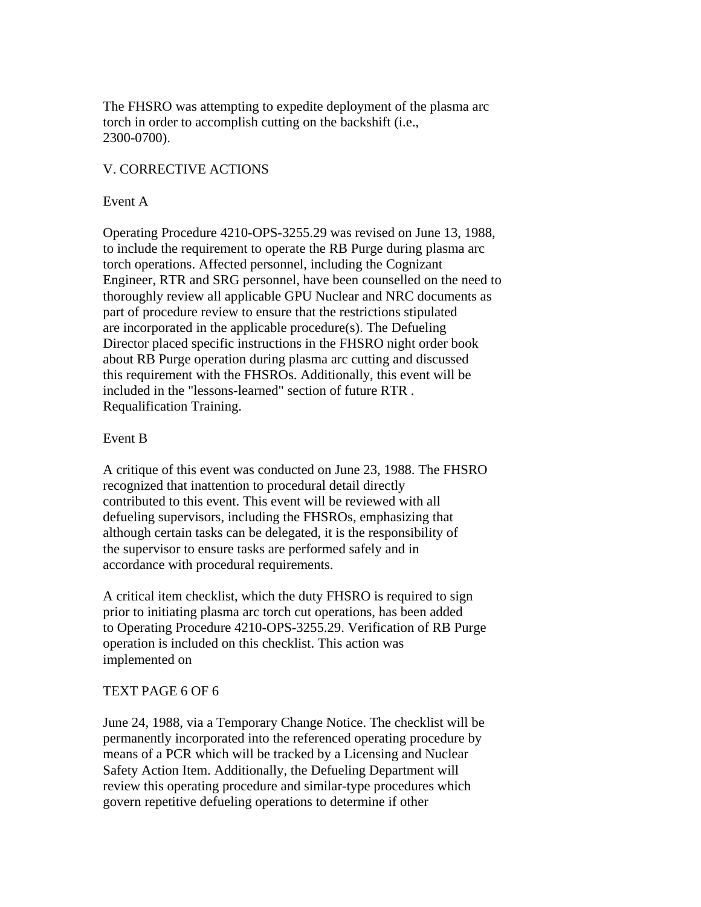The FHSRO was attempting to expedite deployment of the plasma arc torch in order to accomplish cutting on the backshift (i.e., 2300-0700).

## V. CORRECTIVE ACTIONS

### Event A

Operating Procedure 4210-OPS-3255.29 was revised on June 13, 1988, to include the requirement to operate the RB Purge during plasma arc torch operations. Affected personnel, including the Cognizant Engineer, RTR and SRG personnel, have been counselled on the need to thoroughly review all applicable GPU Nuclear and NRC documents as part of procedure review to ensure that the restrictions stipulated are incorporated in the applicable procedure(s). The Defueling Director placed specific instructions in the FHSRO night order book about RB Purge operation during plasma arc cutting and discussed this requirement with the FHSROs. Additionally, this event will be included in the "lessons-learned" section of future RTR . Requalification Training.

### Event B

A critique of this event was conducted on June 23, 1988. The FHSRO recognized that inattention to procedural detail directly contributed to this event. This event will be reviewed with all defueling supervisors, including the FHSROs, emphasizing that although certain tasks can be delegated, it is the responsibility of the supervisor to ensure tasks are performed safely and in accordance with procedural requirements.

A critical item checklist, which the duty FHSRO is required to sign prior to initiating plasma arc torch cut operations, has been added to Operating Procedure 4210-OPS-3255.29. Verification of RB Purge operation is included on this checklist. This action was implemented on

TEXT PAGE 6 OF 6

June 24, 1988, via a Temporary Change Notice. The checklist will be permanently incorporated into the referenced operating procedure by means of a PCR which will be tracked by a Licensing and Nuclear Safety Action Item. Additionally, the Defueling Department will review this operating procedure and similar-type procedures which govern repetitive defueling operations to determine if other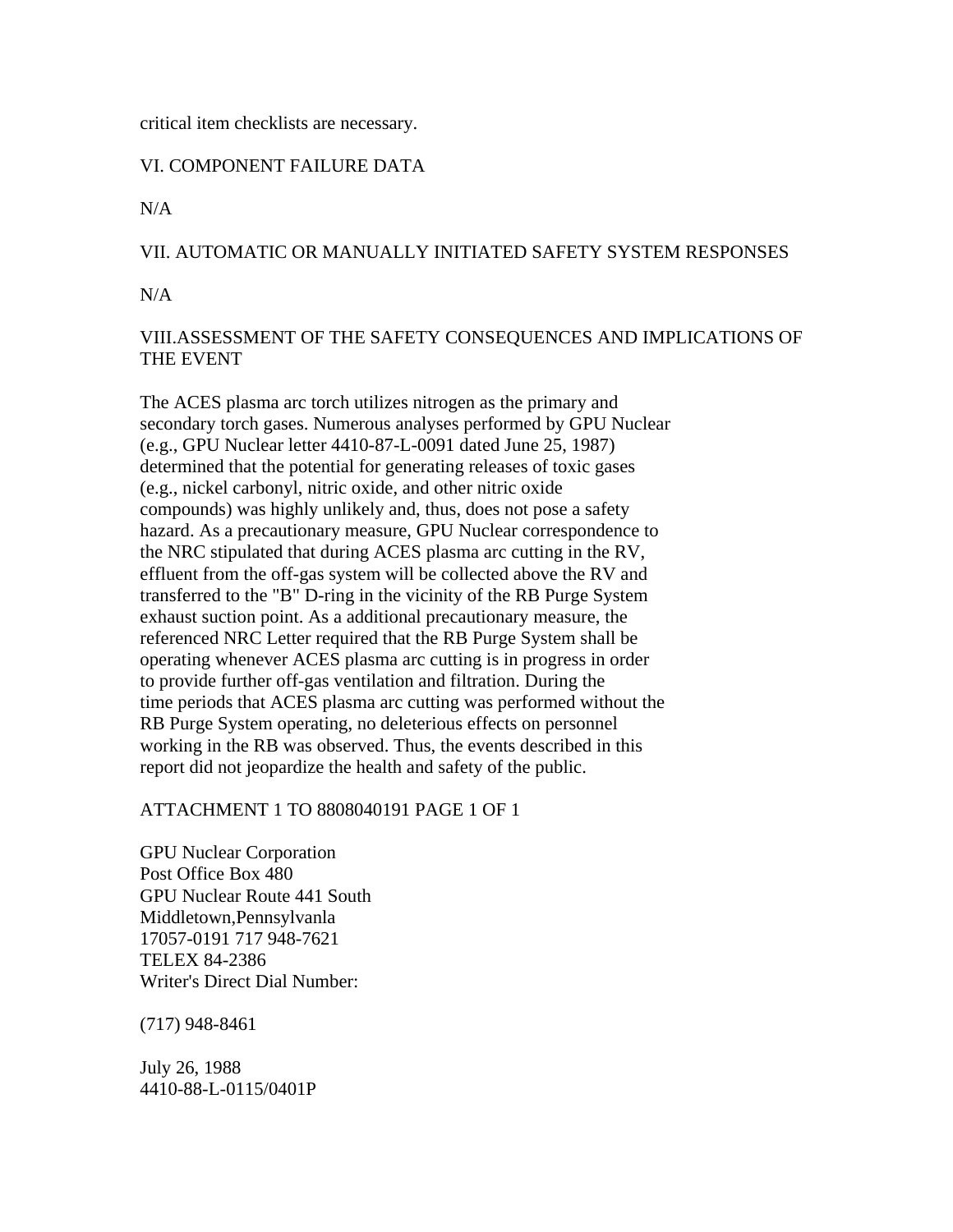critical item checklists are necessary.

## VI. COMPONENT FAILURE DATA

N/A

## VII. AUTOMATIC OR MANUALLY INITIATED SAFETY SYSTEM RESPONSES

N/A

## VIII.ASSESSMENT OF THE SAFETY CONSEQUENCES AND IMPLICATIONS OF THE EVENT

The ACES plasma arc torch utilizes nitrogen as the primary and secondary torch gases. Numerous analyses performed by GPU Nuclear (e.g., GPU Nuclear letter 4410-87-L-0091 dated June 25, 1987) determined that the potential for generating releases of toxic gases (e.g., nickel carbonyl, nitric oxide, and other nitric oxide compounds) was highly unlikely and, thus, does not pose a safety hazard. As a precautionary measure, GPU Nuclear correspondence to the NRC stipulated that during ACES plasma arc cutting in the RV, effluent from the off-gas system will be collected above the RV and transferred to the "B" D-ring in the vicinity of the RB Purge System exhaust suction point. As a additional precautionary measure, the referenced NRC Letter required that the RB Purge System shall be operating whenever ACES plasma arc cutting is in progress in order to provide further off-gas ventilation and filtration. During the time periods that ACES plasma arc cutting was performed without the RB Purge System operating, no deleterious effects on personnel working in the RB was observed. Thus, the events described in this report did not jeopardize the health and safety of the public.

ATTACHMENT 1 TO 8808040191 PAGE 1 OF 1

GPU Nuclear Corporation
Post Office Box 480
GPU Nuclear Route 441 South
Middletown,Pennsylvanla
17057-0191 717 948-7621
TELEX 84-2386
Writer's Direct Dial Number:

(717) 948-8461

July 26, 1988
4410-88-L-0115/0401P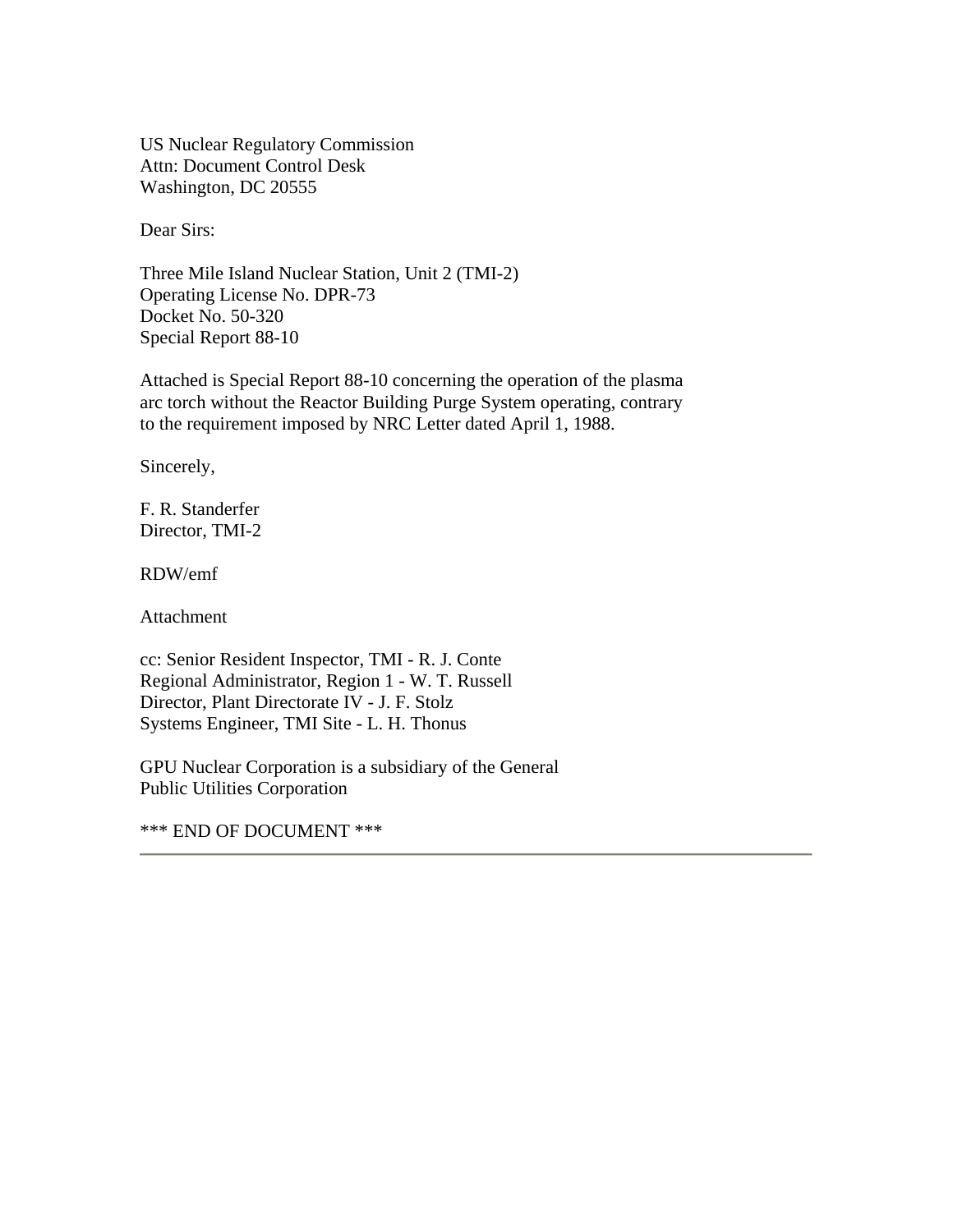US Nuclear Regulatory Commission
Attn: Document Control Desk
Washington, DC 20555

Dear Sirs:

Three Mile Island Nuclear Station, Unit 2 (TMI-2)
Operating License No. DPR-73
Docket No. 50-320
Special Report 88-10

Attached is Special Report 88-10 concerning the operation of the plasma arc torch without the Reactor Building Purge System operating, contrary to the requirement imposed by NRC Letter dated April 1, 1988.

Sincerely,

F. R. Standerfer
Director, TMI-2

RDW/emf

Attachment

cc: Senior Resident Inspector, TMI - R. J. Conte
Regional Administrator, Region 1 - W. T. Russell
Director, Plant Directorate IV - J. F. Stolz
Systems Engineer, TMI Site - L. H. Thonus

GPU Nuclear Corporation is a subsidiary of the General Public Utilities Corporation

*** END OF DOCUMENT ***

---